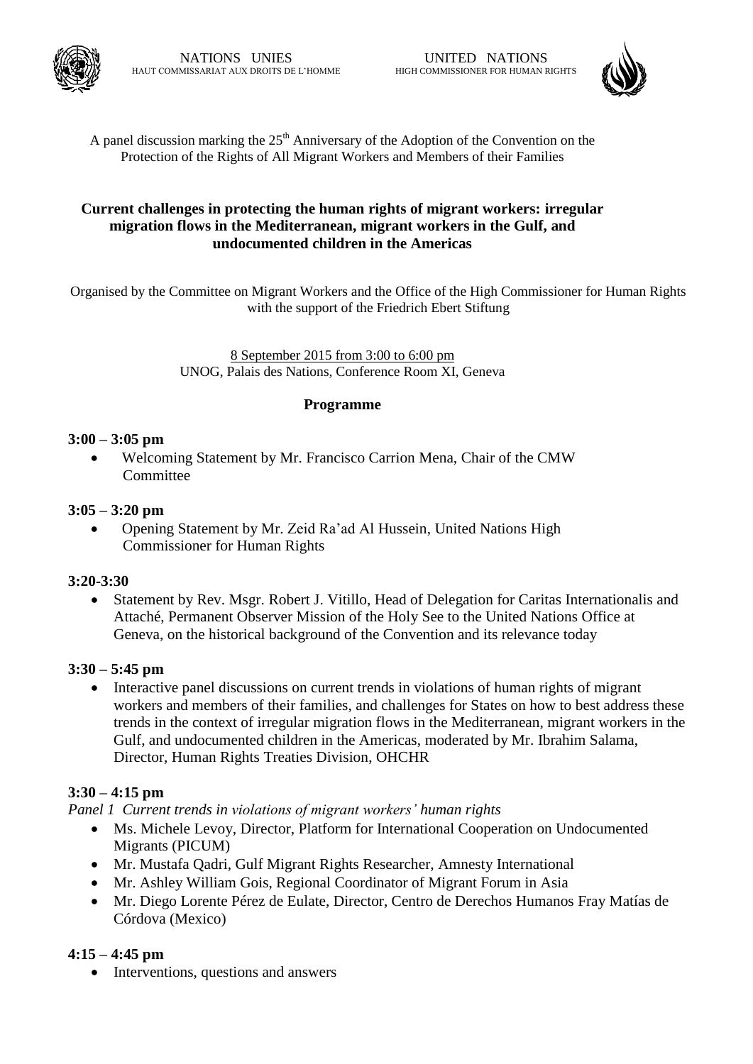NATIONS UNIES
HAUT COMMISSARIAT AUX DROITS DE L'HOMME

UNITED NATIONS
HIGH COMMISSIONER FOR HUMAN RIGHTS

A panel discussion marking the 25th Anniversary of the Adoption of the Convention on the Protection of the Rights of All Migrant Workers and Members of their Families

**Current challenges in protecting the human rights of migrant workers: irregular migration flows in the Mediterranean, migrant workers in the Gulf, and undocumented children in the Americas**

Organised by the Committee on Migrant Workers and the Office of the High Commissioner for Human Rights with the support of the Friedrich Ebert Stiftung

8 September 2015 from 3:00 to 6:00 pm
UNOG, Palais des Nations, Conference Room XI, Geneva

**Programme**

**3:00 – 3:05 pm**

- Welcoming Statement by Mr. Francisco Carrion Mena, Chair of the CMW Committee

**3:05 – 3:20 pm**

- Opening Statement by Mr. Zeid Ra'ad Al Hussein, United Nations High Commissioner for Human Rights

**3:20-3:30**

- Statement by Rev. Msgr. Robert J. Vitillo, Head of Delegation for Caritas Internationalis and Attaché, Permanent Observer Mission of the Holy See to the United Nations Office at Geneva, on the historical background of the Convention and its relevance today

**3:30 – 5:45 pm**

- Interactive panel discussions on current trends in violations of human rights of migrant workers and members of their families, and challenges for States on how to best address these trends in the context of irregular migration flows in the Mediterranean, migrant workers in the Gulf, and undocumented children in the Americas, moderated by Mr. Ibrahim Salama, Director, Human Rights Treaties Division, OHCHR

**3:30 – 4:15 pm**

*Panel 1 Current trends in violations of migrant workers' human rights*

- Ms. Michele Levoy, Director, Platform for International Cooperation on Undocumented Migrants (PICUM)
- Mr. Mustafa Qadri, Gulf Migrant Rights Researcher, Amnesty International
- Mr. Ashley William Gois, Regional Coordinator of Migrant Forum in Asia
- Mr. Diego Lorente Pérez de Eulate, Director, Centro de Derechos Humanos Fray Matías de Córdova (Mexico)

**4:15 – 4:45 pm**

- Interventions, questions and answers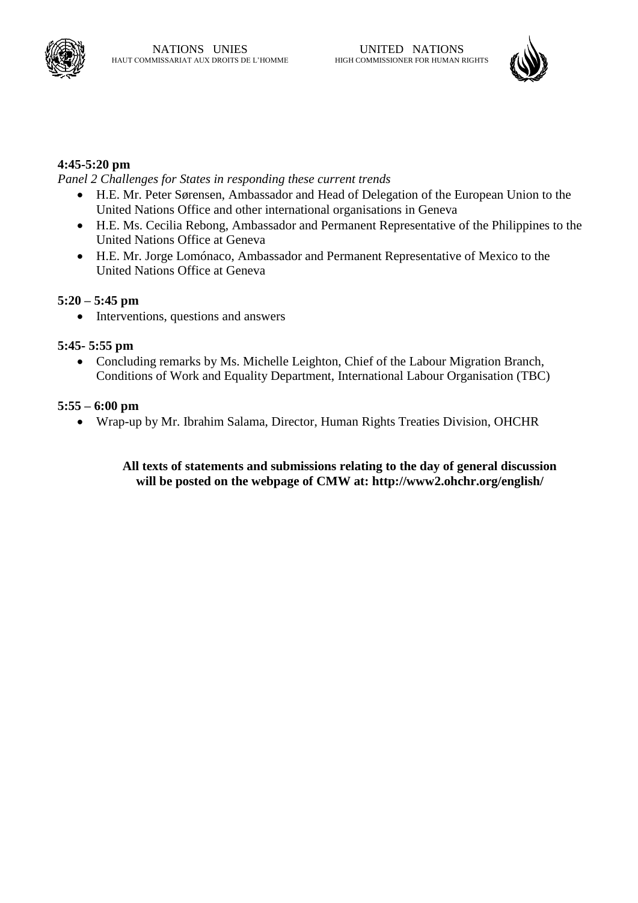**4:45-5:20 pm**

*Panel 2 Challenges for States in responding these current trends*

- H.E. Mr. Peter Sørensen, Ambassador and Head of Delegation of the European Union to the United Nations Office and other international organisations in Geneva
- H.E. Ms. Cecilia Rebong, Ambassador and Permanent Representative of the Philippines to the United Nations Office at Geneva
- H.E. Mr. Jorge Lomónaco, Ambassador and Permanent Representative of Mexico to the United Nations Office at Geneva

**5:20 – 5:45 pm**

- Interventions, questions and answers

**5:45- 5:55 pm**

- Concluding remarks by Ms. Michelle Leighton, Chief of the Labour Migration Branch, Conditions of Work and Equality Department, International Labour Organisation (TBC)

**5:55 – 6:00 pm**

- Wrap-up by Mr. Ibrahim Salama, Director, Human Rights Treaties Division, OHCHR

**All texts of statements and submissions relating to the day of general discussion will be posted on the webpage of CMW at: http://www2.ohchr.org/english/**